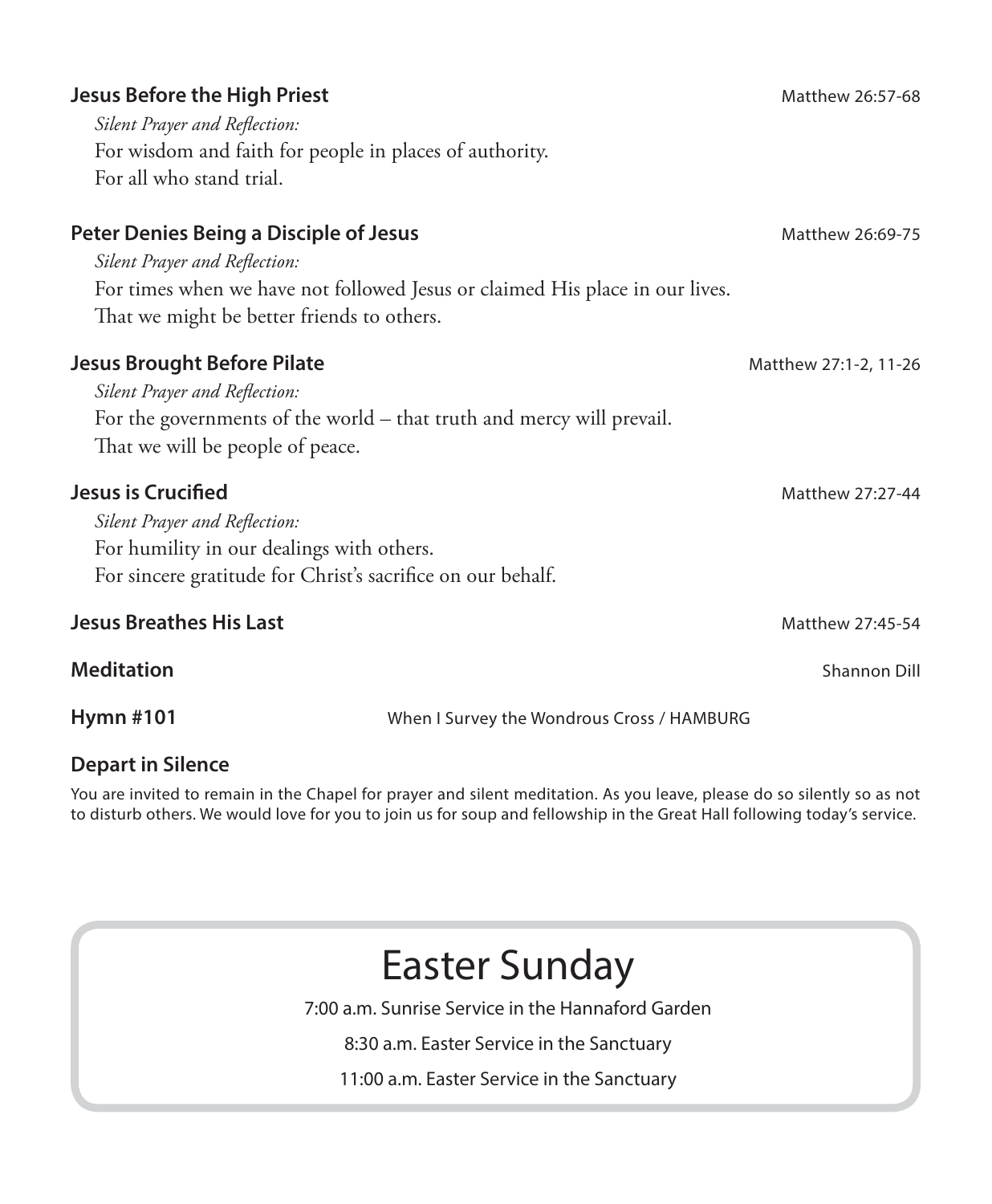**Jesus Before the High Priest** Matthew 26:57-68

*Silent Prayer and Reflection:*
For wisdom and faith for people in places of authority.
For all who stand trial.

**Peter Denies Being a Disciple of Jesus** Matthew 26:69-75

*Silent Prayer and Reflection:*
For times when we have not followed Jesus or claimed His place in our lives.
That we might be better friends to others.

**Jesus Brought Before Pilate** Matthew 27:1-2, 11-26

*Silent Prayer and Reflection:*
For the governments of the world – that truth and mercy will prevail.
That we will be people of peace.

**Jesus is Crucified** Matthew 27:27-44

*Silent Prayer and Reflection:*
For humility in our dealings with others.
For sincere gratitude for Christ's sacrifice on our behalf.

**Jesus Breathes His Last** Matthew 27:45-54

**Meditation** Shannon Dill

**Hymn #101** When I Survey the Wondrous Cross / HAMBURG

**Depart in Silence**

You are invited to remain in the Chapel for prayer and silent meditation. As you leave, please do so silently so as not to disturb others. We would love for you to join us for soup and fellowship in the Great Hall following today's service.

# Easter Sunday

7:00 a.m. Sunrise Service in the Hannaford Garden

8:30 a.m. Easter Service in the Sanctuary

11:00 a.m. Easter Service in the Sanctuary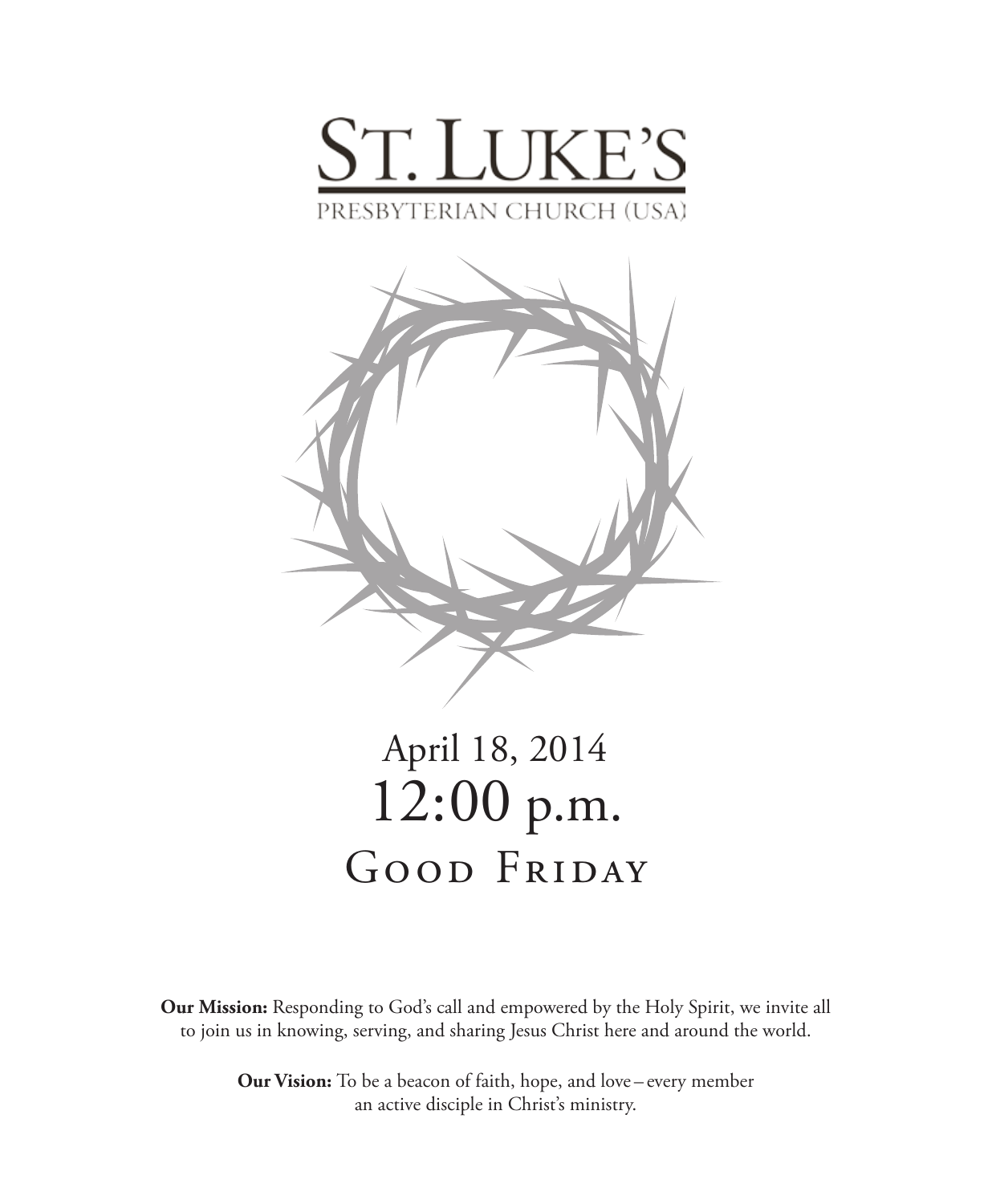# St. Luke's

PRESBYTERIAN CHURCH (USA)

April 18, 2014

12:00 p.m.

Good Friday

**Our Mission:** Responding to God's call and empowered by the Holy Spirit, we invite all to join us in knowing, serving, and sharing Jesus Christ here and around the world.

**Our Vision:** To be a beacon of faith, hope, and love – every member an active disciple in Christ's ministry.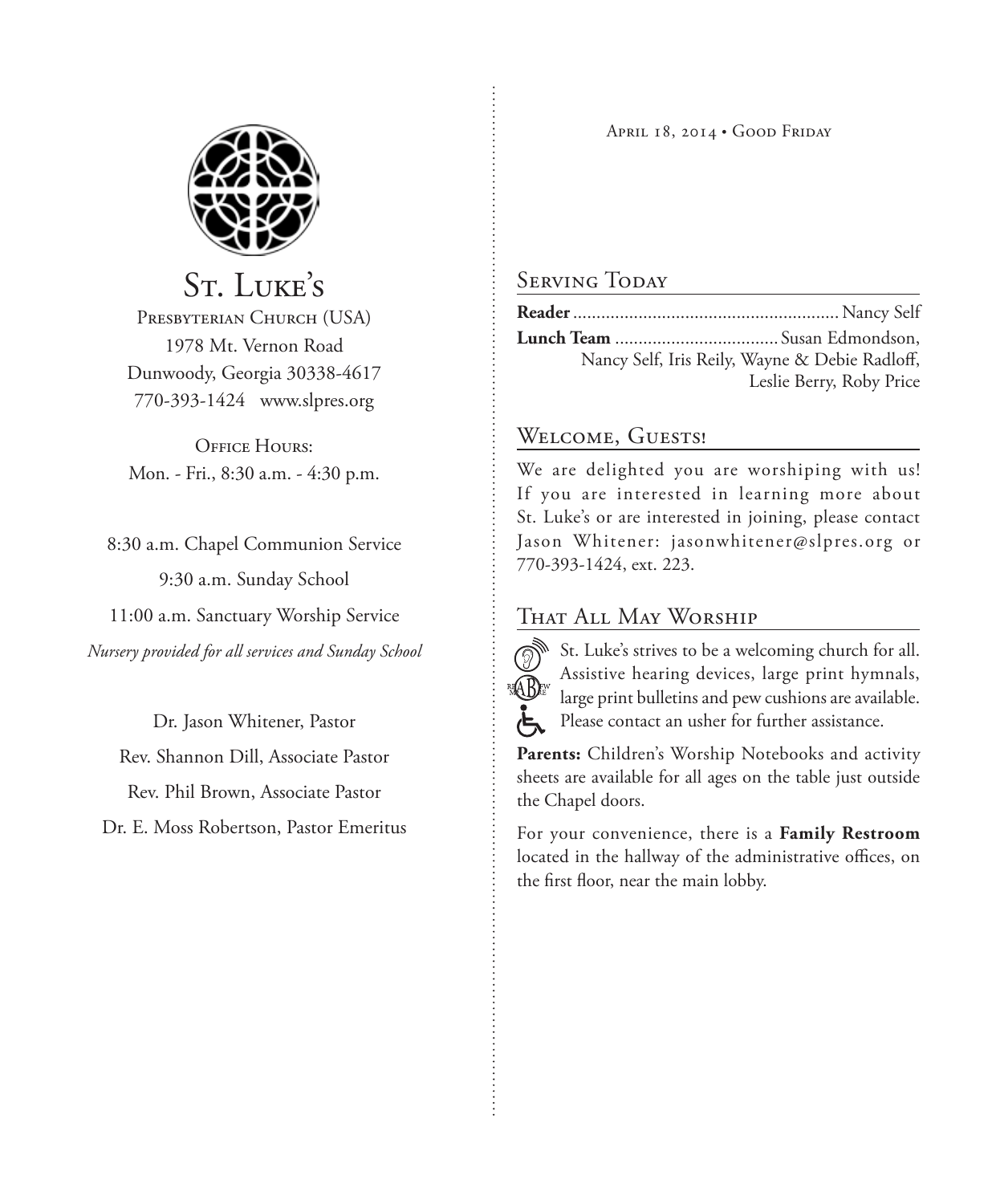# St. Luke's

Presbyterian Church (USA)
1978 Mt. Vernon Road
Dunwoody, Georgia 30338-4617
770-393-1424 www.slpres.org

Office Hours:
Mon. - Fri., 8:30 a.m. - 4:30 p.m.

8:30 a.m. Chapel Communion Service

9:30 a.m. Sunday School

11:00 a.m. Sanctuary Worship Service

*Nursery provided for all services and Sunday School*

Dr. Jason Whitener, Pastor

Rev. Shannon Dill, Associate Pastor

Rev. Phil Brown, Associate Pastor

Dr. E. Moss Robertson, Pastor Emeritus

April 18, 2014 • Good Friday

## Serving Today

**Reader** ........................................................ Nancy Self

**Lunch Team** .................................. Susan Edmondson, Nancy Self, Iris Reily, Wayne & Debie Radloff, Leslie Berry, Roby Price

## Welcome, Guests!

We are delighted you are worshiping with us! If you are interested in learning more about St. Luke's or are interested in joining, please contact Jason Whitener: jasonwhitener@slpres.org or 770-393-1424, ext. 223.

## That All May Worship

St. Luke's strives to be a welcoming church for all. Assistive hearing devices, large print hymnals, large print bulletins and pew cushions are available. Please contact an usher for further assistance.

**Parents:** Children's Worship Notebooks and activity sheets are available for all ages on the table just outside the Chapel doors.

For your convenience, there is a **Family Restroom** located in the hallway of the administrative offices, on the first floor, near the main lobby.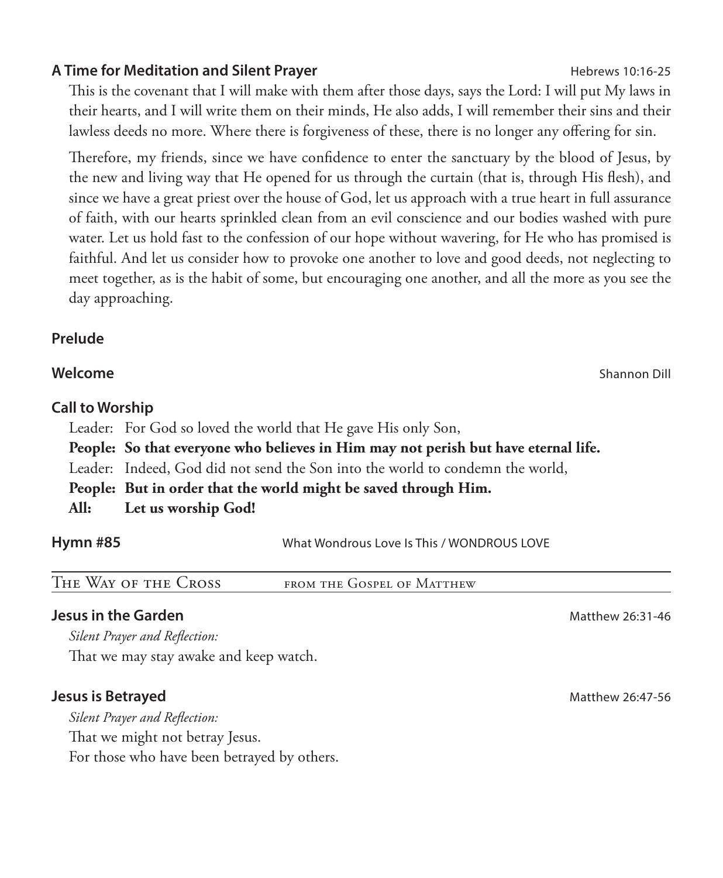### A Time for Meditation and Silent Prayer

Hebrews 10:16-25

This is the covenant that I will make with them after those days, says the Lord: I will put My laws in their hearts, and I will write them on their minds, He also adds, I will remember their sins and their lawless deeds no more. Where there is forgiveness of these, there is no longer any offering for sin.

Therefore, my friends, since we have confidence to enter the sanctuary by the blood of Jesus, by the new and living way that He opened for us through the curtain (that is, through His flesh), and since we have a great priest over the house of God, let us approach with a true heart in full assurance of faith, with our hearts sprinkled clean from an evil conscience and our bodies washed with pure water. Let us hold fast to the confession of our hope without wavering, for He who has promised is faithful. And let us consider how to provoke one another to love and good deeds, not neglecting to meet together, as is the habit of some, but encouraging one another, and all the more as you see the day approaching.

### Prelude

### Welcome

Shannon Dill

### Call to Worship

Leader: For God so loved the world that He gave His only Son,

**People: So that everyone who believes in Him may not perish but have eternal life.**

Leader: Indeed, God did not send the Son into the world to condemn the world,

**People: But in order that the world might be saved through Him.**

**All: Let us worship God!**

### Hymn #85

What Wondrous Love Is This / WONDROUS LOVE

## The Way of the Cross — from the Gospel of Matthew

### Jesus in the Garden

Matthew 26:31-46

*Silent Prayer and Reflection:*

That we may stay awake and keep watch.

### Jesus is Betrayed

Matthew 26:47-56

*Silent Prayer and Reflection:*

That we might not betray Jesus.

For those who have been betrayed by others.